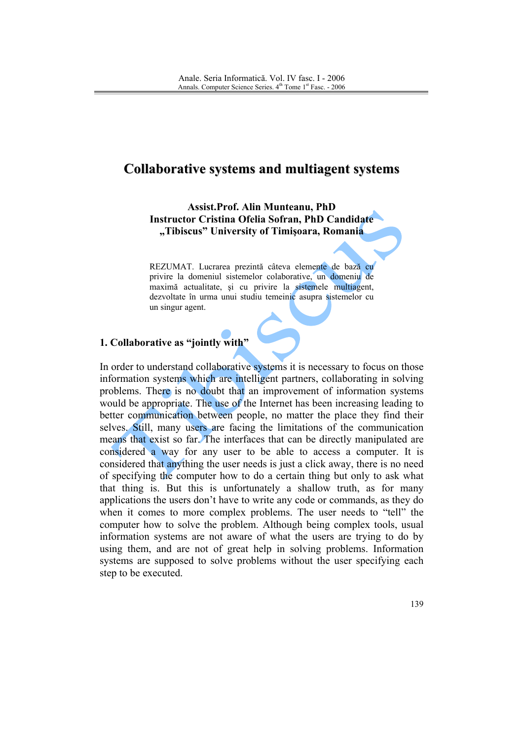# Collaborative systems and multiagent systems

**Assist.Prof. Alin Munteanu, PhD**
**Instructor Cristina Ofelia Sofran, PhD Candidate**
**„Tibiscus" University of Timişoara, Romania**

REZUMAT. Lucrarea prezintă câteva elemente de bază cu privire la domeniul sistemelor colaborative, un domeniu de maximă actualitate, şi cu privire la sistemele multiagent, dezvoltate în urma unui studiu temeinic asupra sistemelor cu un singur agent.

## 1. Collaborative as "jointly with"

In order to understand collaborative systems it is necessary to focus on those information systems which are intelligent partners, collaborating in solving problems. There is no doubt that an improvement of information systems would be appropriate. The use of the Internet has been increasing leading to better communication between people, no matter the place they find their selves. Still, many users are facing the limitations of the communication means that exist so far. The interfaces that can be directly manipulated are considered a way for any user to be able to access a computer. It is considered that anything the user needs is just a click away, there is no need of specifying the computer how to do a certain thing but only to ask what that thing is. But this is unfortunately a shallow truth, as for many applications the users don't have to write any code or commands, as they do when it comes to more complex problems. The user needs to "tell" the computer how to solve the problem. Although being complex tools, usual information systems are not aware of what the users are trying to do by using them, and are not of great help in solving problems. Information systems are supposed to solve problems without the user specifying each step to be executed.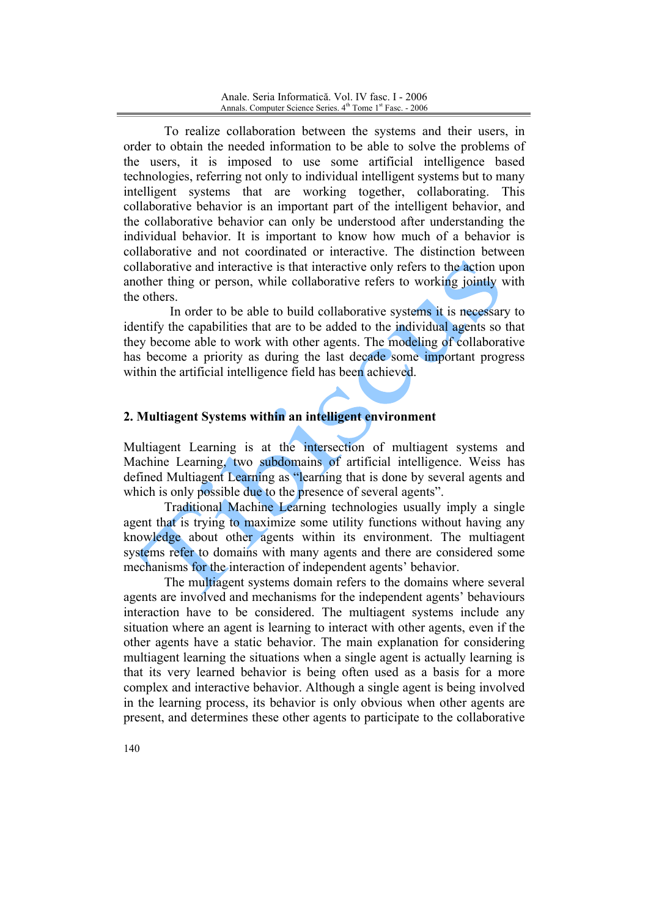To realize collaboration between the systems and their users, in order to obtain the needed information to be able to solve the problems of the users, it is imposed to use some artificial intelligence based technologies, referring not only to individual intelligent systems but to many intelligent systems that are working together, collaborating. This collaborative behavior is an important part of the intelligent behavior, and the collaborative behavior can only be understood after understanding the individual behavior. It is important to know how much of a behavior is collaborative and not coordinated or interactive. The distinction between collaborative and interactive is that interactive only refers to the action upon another thing or person, while collaborative refers to working jointly with the others.

In order to be able to build collaborative systems it is necessary to identify the capabilities that are to be added to the individual agents so that they become able to work with other agents. The modeling of collaborative has become a priority as during the last decade some important progress within the artificial intelligence field has been achieved.

## 2. Multiagent Systems within an intelligent environment

Multiagent Learning is at the intersection of multiagent systems and Machine Learning, two subdomains of artificial intelligence. Weiss has defined Multiagent Learning as "learning that is done by several agents and which is only possible due to the presence of several agents".

Traditional Machine Learning technologies usually imply a single agent that is trying to maximize some utility functions without having any knowledge about other agents within its environment. The multiagent systems refer to domains with many agents and there are considered some mechanisms for the interaction of independent agents' behavior.

The multiagent systems domain refers to the domains where several agents are involved and mechanisms for the independent agents' behaviours interaction have to be considered. The multiagent systems include any situation where an agent is learning to interact with other agents, even if the other agents have a static behavior. The main explanation for considering multiagent learning the situations when a single agent is actually learning is that its very learned behavior is being often used as a basis for a more complex and interactive behavior. Although a single agent is being involved in the learning process, its behavior is only obvious when other agents are present, and determines these other agents to participate to the collaborative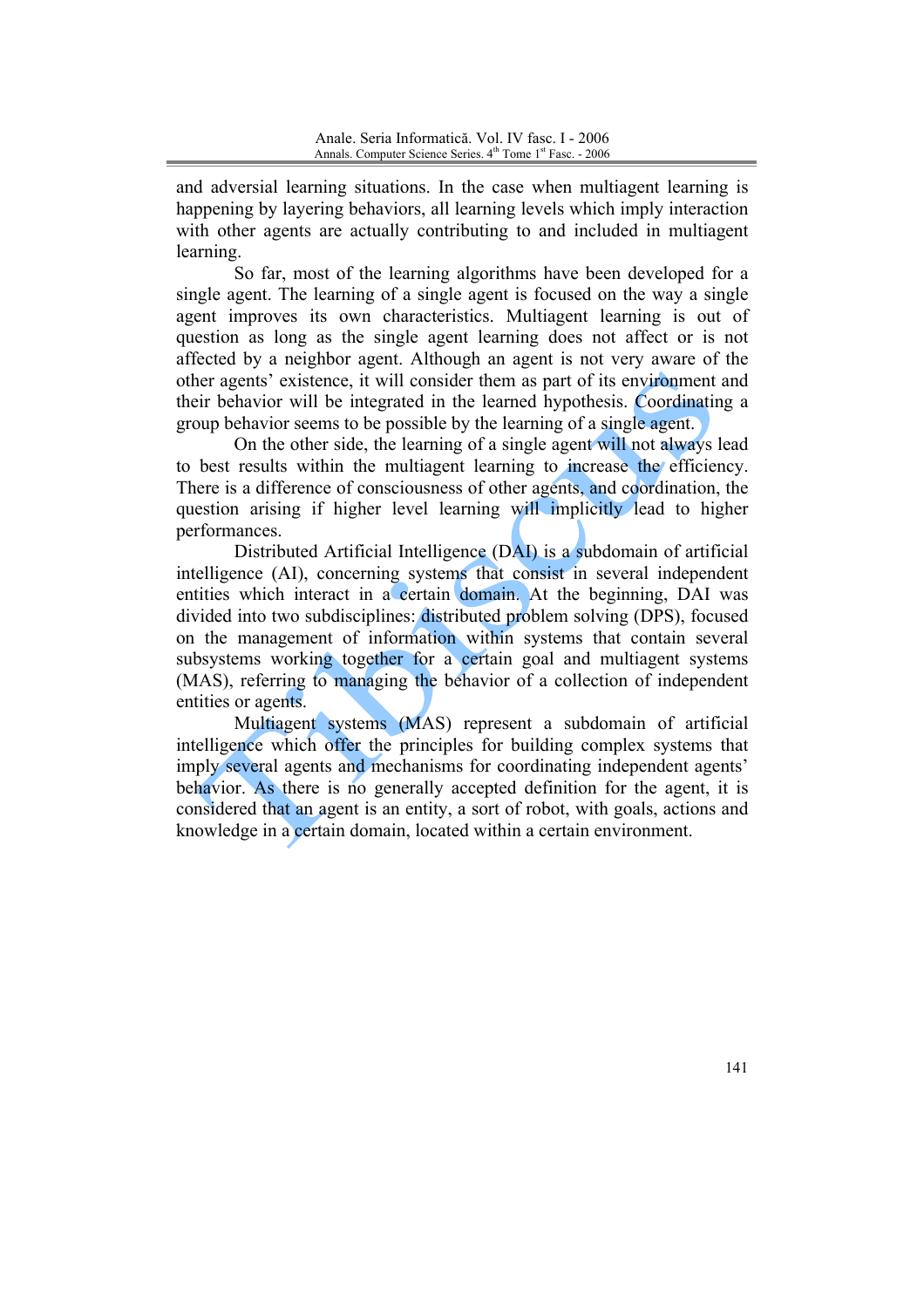and adversial learning situations. In the case when multiagent learning is happening by layering behaviors, all learning levels which imply interaction with other agents are actually contributing to and included in multiagent learning.

So far, most of the learning algorithms have been developed for a single agent. The learning of a single agent is focused on the way a single agent improves its own characteristics. Multiagent learning is out of question as long as the single agent learning does not affect or is not affected by a neighbor agent. Although an agent is not very aware of the other agents' existence, it will consider them as part of its environment and their behavior will be integrated in the learned hypothesis. Coordinating a group behavior seems to be possible by the learning of a single agent.

On the other side, the learning of a single agent will not always lead to best results within the multiagent learning to increase the efficiency. There is a difference of consciousness of other agents, and coordination, the question arising if higher level learning will implicitly lead to higher performances.

Distributed Artificial Intelligence (DAI) is a subdomain of artificial intelligence (AI), concerning systems that consist in several independent entities which interact in a certain domain. At the beginning, DAI was divided into two subdisciplines: distributed problem solving (DPS), focused on the management of information within systems that contain several subsystems working together for a certain goal and multiagent systems (MAS), referring to managing the behavior of a collection of independent entities or agents.

Multiagent systems (MAS) represent a subdomain of artificial intelligence which offer the principles for building complex systems that imply several agents and mechanisms for coordinating independent agents' behavior. As there is no generally accepted definition for the agent, it is considered that an agent is an entity, a sort of robot, with goals, actions and knowledge in a certain domain, located within a certain environment.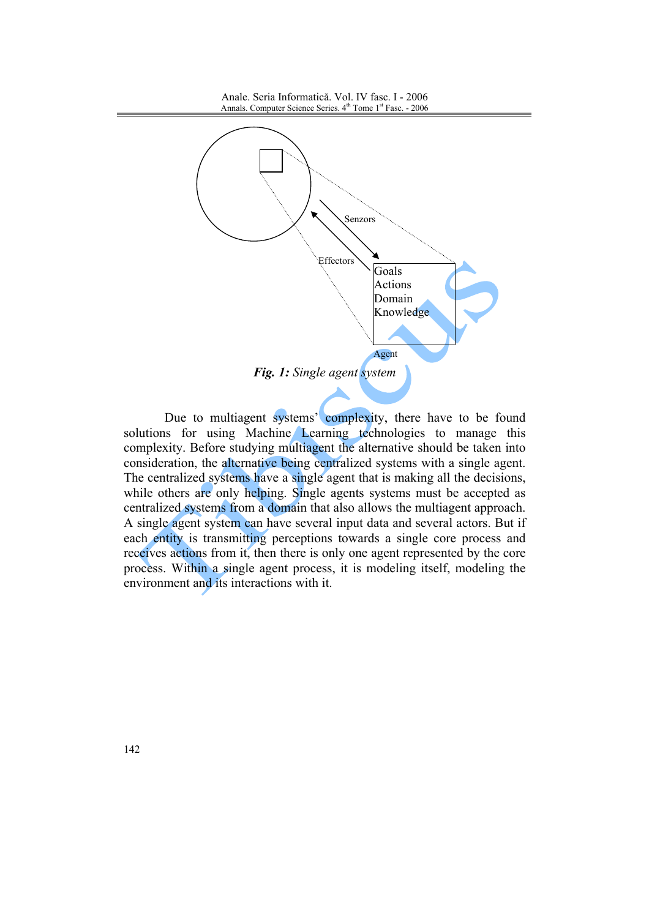Senzors

Effectors

Goals
Actions
Domain
Knowledge

Agent

***Fig. 1:*** *Single agent system*

Due to multiagent systems' complexity, there have to be found solutions for using Machine Learning technologies to manage this complexity. Before studying multiagent the alternative should be taken into consideration, the alternative being centralized systems with a single agent. The centralized systems have a single agent that is making all the decisions, while others are only helping. Single agents systems must be accepted as centralized systems from a domain that also allows the multiagent approach. A single agent system can have several input data and several actors. But if each entity is transmitting perceptions towards a single core process and receives actions from it, then there is only one agent represented by the core process. Within a single agent process, it is modeling itself, modeling the environment and its interactions with it.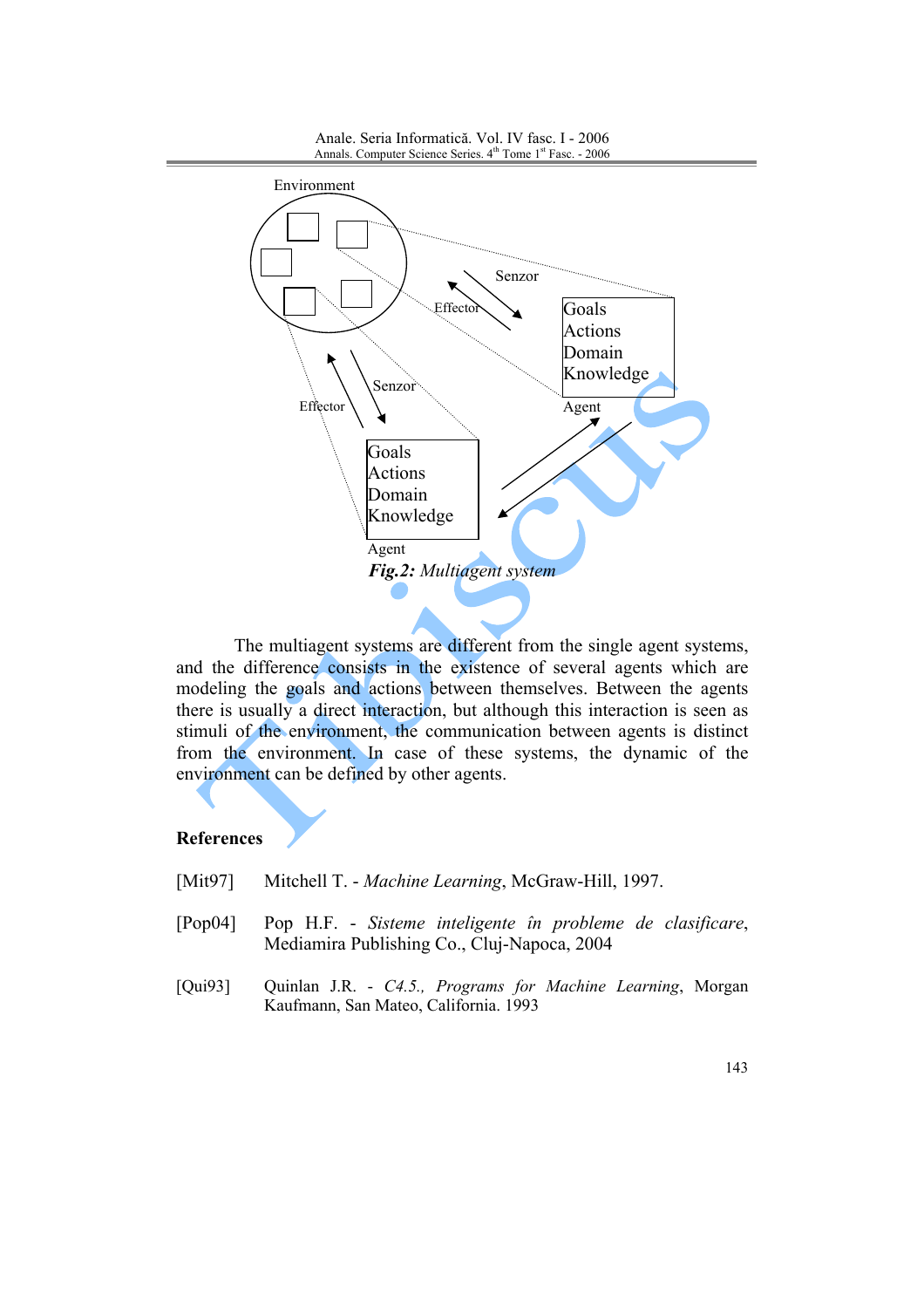Environment

Senzor

Effector

Goals
Actions
Domain
Knowledge

Agent

Senzor

Effector

Goals
Actions
Domain
Knowledge

Agent

***Fig.2:*** *Multiagent system*

The multiagent systems are different from the single agent systems, and the difference consists in the existence of several agents which are modeling the goals and actions between themselves. Between the agents there is usually a direct interaction, but although this interaction is seen as stimuli of the environment, the communication between agents is distinct from the environment. In case of these systems, the dynamic of the environment can be defined by other agents.

## References

[Mit97] Mitchell T. - *Machine Learning*, McGraw-Hill, 1997.

[Pop04] Pop H.F. - *Sisteme inteligente în probleme de clasificare*, Mediamira Publishing Co., Cluj-Napoca, 2004

[Qui93] Quinlan J.R. - *C4.5., Programs for Machine Learning*, Morgan Kaufmann, San Mateo, California. 1993